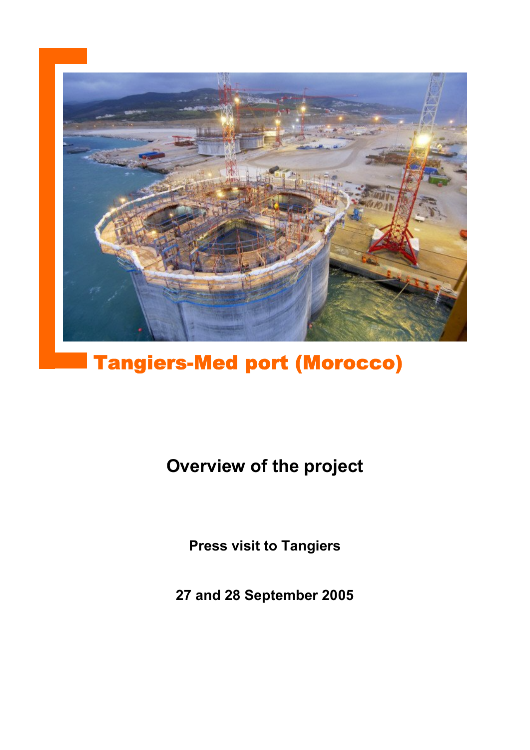# Tangiers-Med port (Morocco)

## Overview of the project

**Press visit to Tangiers**

**27 and 28 September 2005**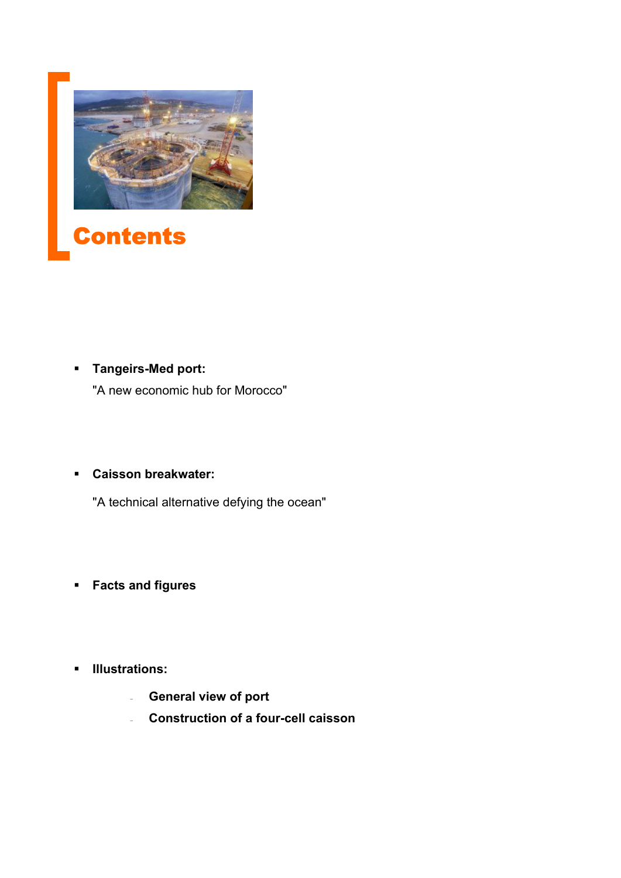# Contents

- **Tangeirs-Med port:**

  "A new economic hub for Morocco"

- **Caisson breakwater:**

  "A technical alternative defying the ocean"

- **Facts and figures**

- **Illustrations:**
  - **General view of port**
  - **Construction of a four-cell caisson**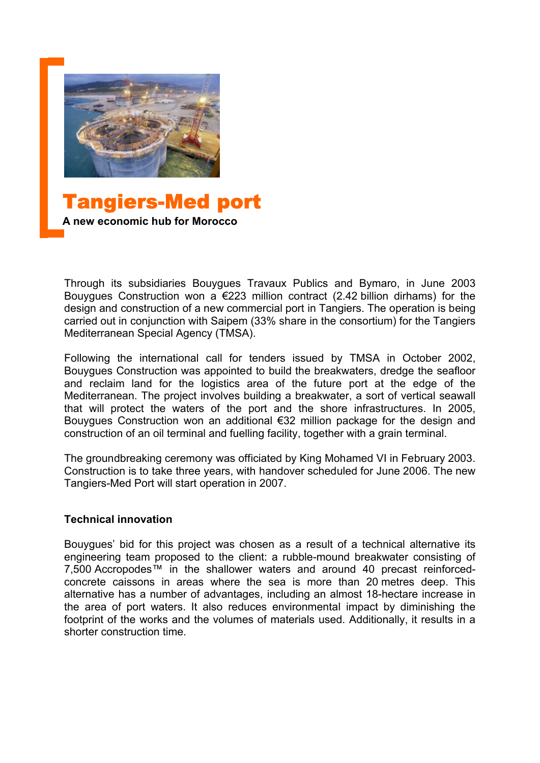# Tangiers-Med port

**A new economic hub for Morocco**

Through its subsidiaries Bouygues Travaux Publics and Bymaro, in June 2003 Bouygues Construction won a €223 million contract (2.42 billion dirhams) for the design and construction of a new commercial port in Tangiers. The operation is being carried out in conjunction with Saipem (33% share in the consortium) for the Tangiers Mediterranean Special Agency (TMSA).

Following the international call for tenders issued by TMSA in October 2002, Bouygues Construction was appointed to build the breakwaters, dredge the seafloor and reclaim land for the logistics area of the future port at the edge of the Mediterranean. The project involves building a breakwater, a sort of vertical seawall that will protect the waters of the port and the shore infrastructures. In 2005, Bouygues Construction won an additional €32 million package for the design and construction of an oil terminal and fuelling facility, together with a grain terminal.

The groundbreaking ceremony was officiated by King Mohamed VI in February 2003. Construction is to take three years, with handover scheduled for June 2006. The new Tangiers-Med Port will start operation in 2007.

## Technical innovation

Bouygues' bid for this project was chosen as a result of a technical alternative its engineering team proposed to the client: a rubble-mound breakwater consisting of 7,500 Accropodes™ in the shallower waters and around 40 precast reinforced-concrete caissons in areas where the sea is more than 20 metres deep. This alternative has a number of advantages, including an almost 18-hectare increase in the area of port waters. It also reduces environmental impact by diminishing the footprint of the works and the volumes of materials used. Additionally, it results in a shorter construction time.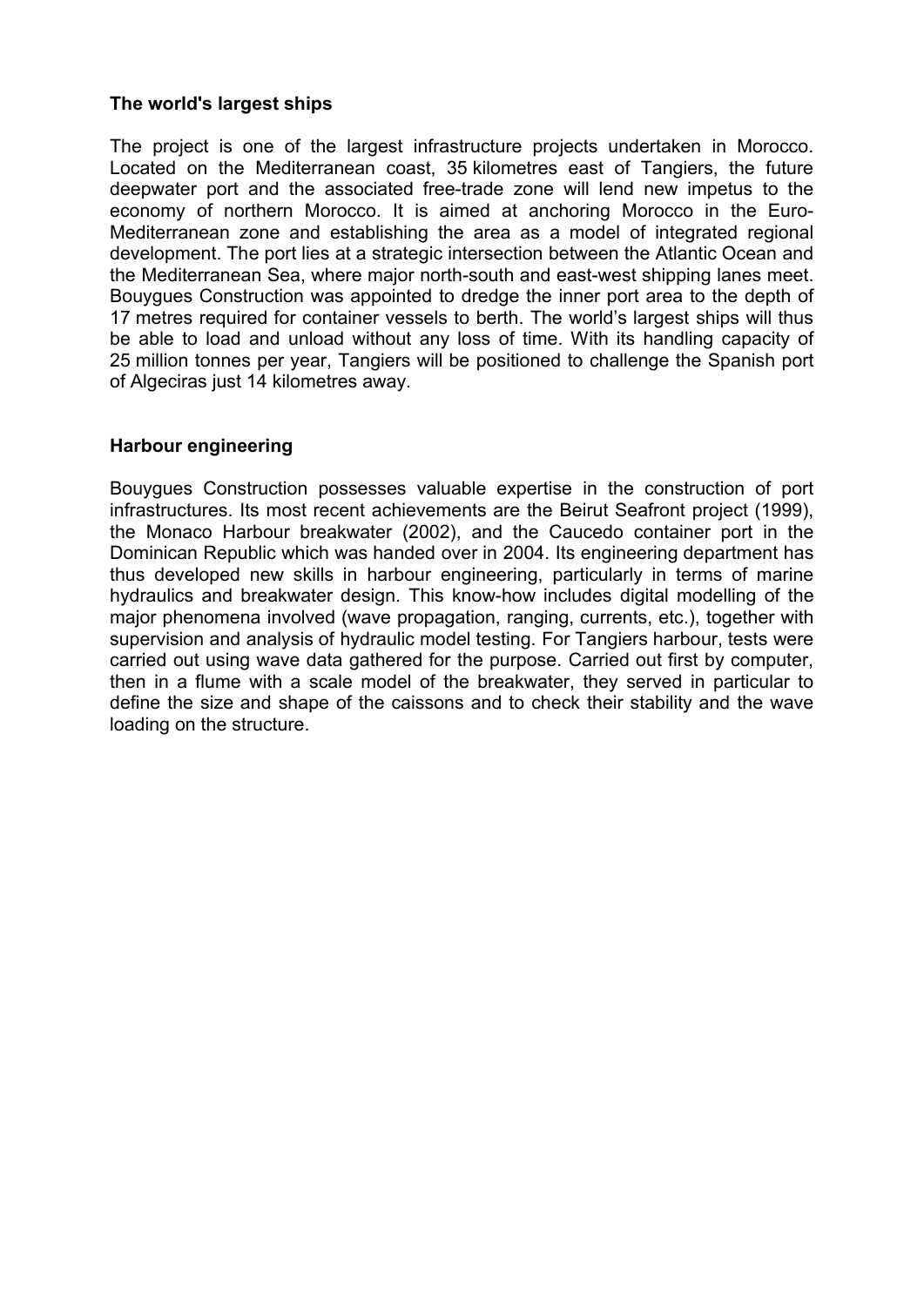## The world's largest ships

The project is one of the largest infrastructure projects undertaken in Morocco. Located on the Mediterranean coast, 35 kilometres east of Tangiers, the future deepwater port and the associated free-trade zone will lend new impetus to the economy of northern Morocco. It is aimed at anchoring Morocco in the Euro-Mediterranean zone and establishing the area as a model of integrated regional development. The port lies at a strategic intersection between the Atlantic Ocean and the Mediterranean Sea, where major north-south and east-west shipping lanes meet. Bouygues Construction was appointed to dredge the inner port area to the depth of 17 metres required for container vessels to berth. The world's largest ships will thus be able to load and unload without any loss of time. With its handling capacity of 25 million tonnes per year, Tangiers will be positioned to challenge the Spanish port of Algeciras just 14 kilometres away.

## Harbour engineering

Bouygues Construction possesses valuable expertise in the construction of port infrastructures. Its most recent achievements are the Beirut Seafront project (1999), the Monaco Harbour breakwater (2002), and the Caucedo container port in the Dominican Republic which was handed over in 2004. Its engineering department has thus developed new skills in harbour engineering, particularly in terms of marine hydraulics and breakwater design. This know-how includes digital modelling of the major phenomena involved (wave propagation, ranging, currents, etc.), together with supervision and analysis of hydraulic model testing. For Tangiers harbour, tests were carried out using wave data gathered for the purpose. Carried out first by computer, then in a flume with a scale model of the breakwater, they served in particular to define the size and shape of the caissons and to check their stability and the wave loading on the structure.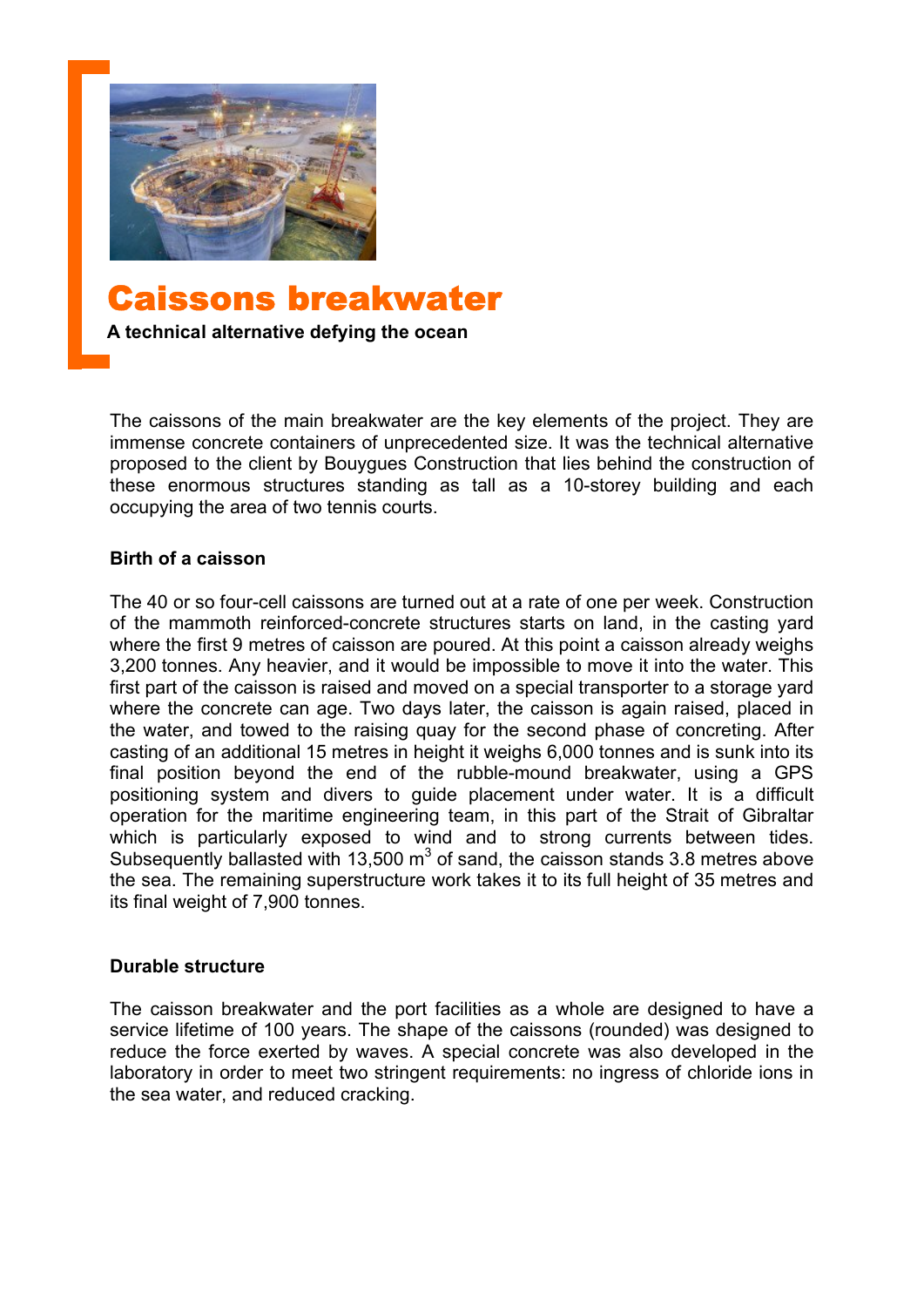# Caissons breakwater

**A technical alternative defying the ocean**

The caissons of the main breakwater are the key elements of the project. They are immense concrete containers of unprecedented size. It was the technical alternative proposed to the client by Bouygues Construction that lies behind the construction of these enormous structures standing as tall as a 10-storey building and each occupying the area of two tennis courts.

### Birth of a caisson

The 40 or so four-cell caissons are turned out at a rate of one per week. Construction of the mammoth reinforced-concrete structures starts on land, in the casting yard where the first 9 metres of caisson are poured. At this point a caisson already weighs 3,200 tonnes. Any heavier, and it would be impossible to move it into the water. This first part of the caisson is raised and moved on a special transporter to a storage yard where the concrete can age. Two days later, the caisson is again raised, placed in the water, and towed to the raising quay for the second phase of concreting. After casting of an additional 15 metres in height it weighs 6,000 tonnes and is sunk into its final position beyond the end of the rubble-mound breakwater, using a GPS positioning system and divers to guide placement under water. It is a difficult operation for the maritime engineering team, in this part of the Strait of Gibraltar which is particularly exposed to wind and to strong currents between tides. Subsequently ballasted with 13,500 $m^3$ of sand, the caisson stands 3.8 metres above the sea. The remaining superstructure work takes it to its full height of 35 metres and its final weight of 7,900 tonnes.

### Durable structure

The caisson breakwater and the port facilities as a whole are designed to have a service lifetime of 100 years. The shape of the caissons (rounded) was designed to reduce the force exerted by waves. A special concrete was also developed in the laboratory in order to meet two stringent requirements: no ingress of chloride ions in the sea water, and reduced cracking.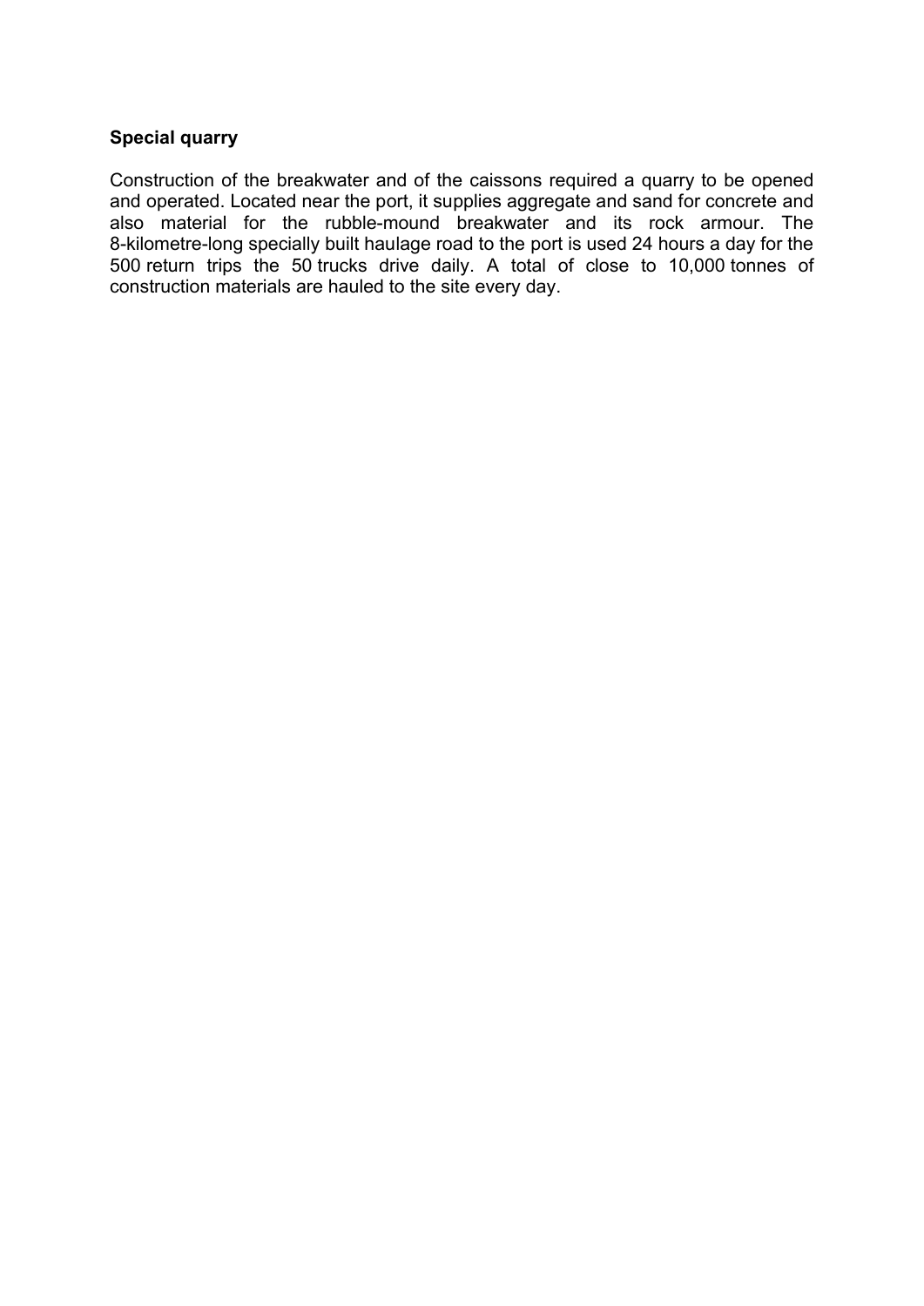**Special quarry**

Construction of the breakwater and of the caissons required a quarry to be opened and operated. Located near the port, it supplies aggregate and sand for concrete and also material for the rubble-mound breakwater and its rock armour. The 8-kilometre-long specially built haulage road to the port is used 24 hours a day for the 500 return trips the 50 trucks drive daily. A total of close to 10,000 tonnes of construction materials are hauled to the site every day.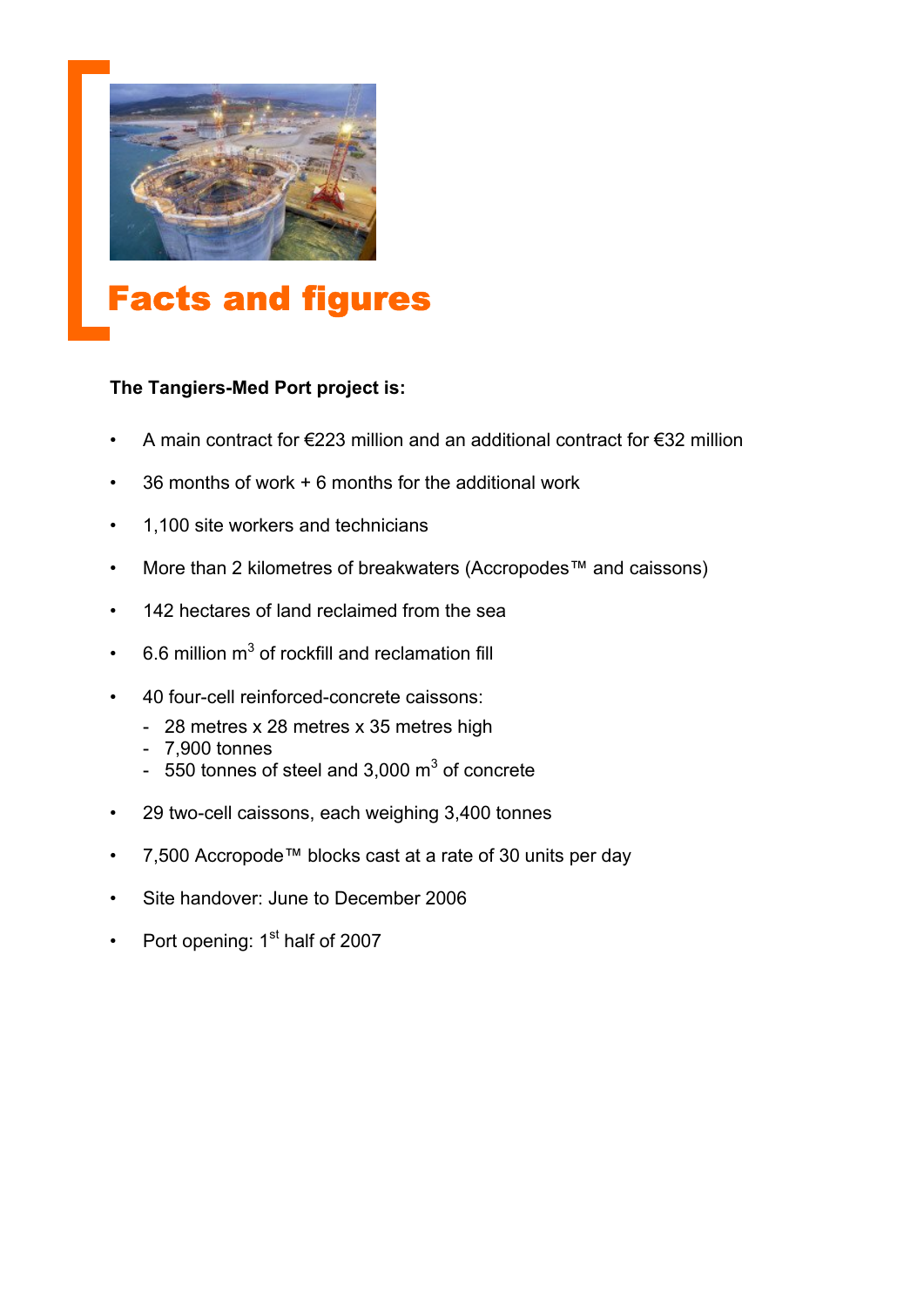# Facts and figures

**The Tangiers-Med Port project is:**

- A main contract for €223 million and an additional contract for €32 million
- 36 months of work + 6 months for the additional work
- 1,100 site workers and technicians
- More than 2 kilometres of breakwaters (Accropodes™ and caissons)
- 142 hectares of land reclaimed from the sea
- 6.6 million $m^3$ of rockfill and reclamation fill
- 40 four-cell reinforced-concrete caissons:
  - 28 metres x 28 metres x 35 metres high
  - 7,900 tonnes
  - 550 tonnes of steel and 3,000 $m^3$ of concrete
- 29 two-cell caissons, each weighing 3,400 tonnes
- 7,500 Accropode™ blocks cast at a rate of 30 units per day
- Site handover: June to December 2006
- Port opening: 1st half of 2007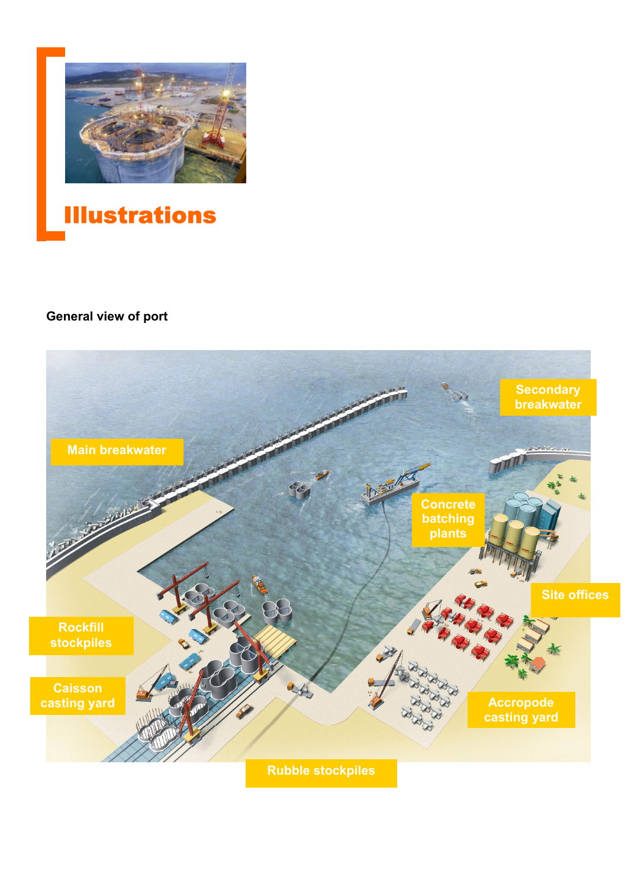# Illustrations

**General view of port**

Main breakwater

Secondary breakwater

Concrete batching plants

Site offices

Rockfill stockpiles

Caisson casting yard

Accropode casting yard

Rubble stockpiles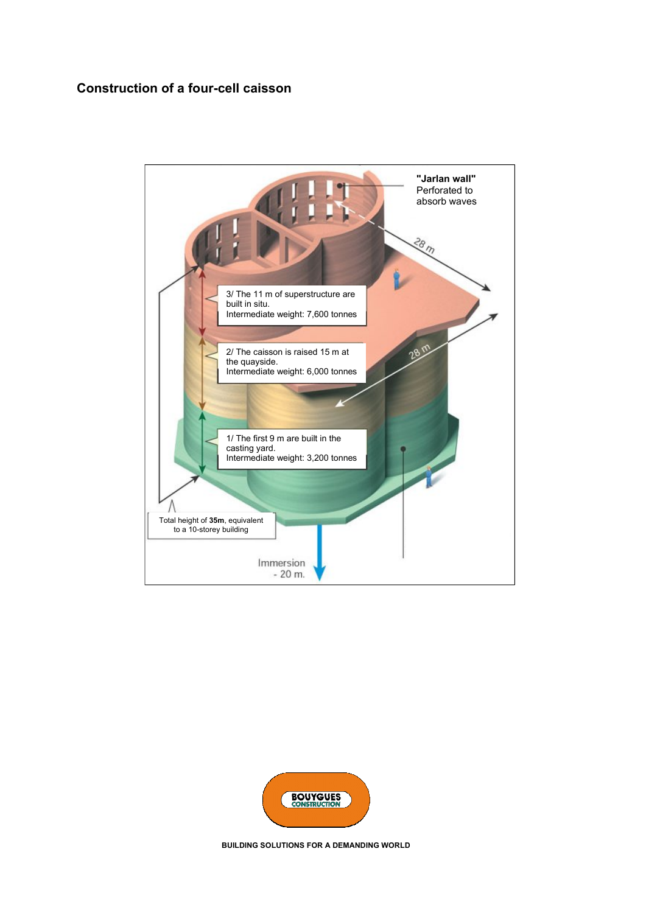## Construction of a four-cell caisson

"Jarlan wall"
Perforated to absorb waves

28 m

28 m

3/ The 11 m of superstructure are built in situ.
Intermediate weight: 7,600 tonnes

2/ The caisson is raised 15 m at the quayside.
Intermediate weight: 6,000 tonnes

1/ The first 9 m are built in the casting yard.
Intermediate weight: 3,200 tonnes

Total height of **35m**, equivalent to a 10-storey building

Immersion
- 20 m.

BUILDING SOLUTIONS FOR A DEMANDING WORLD